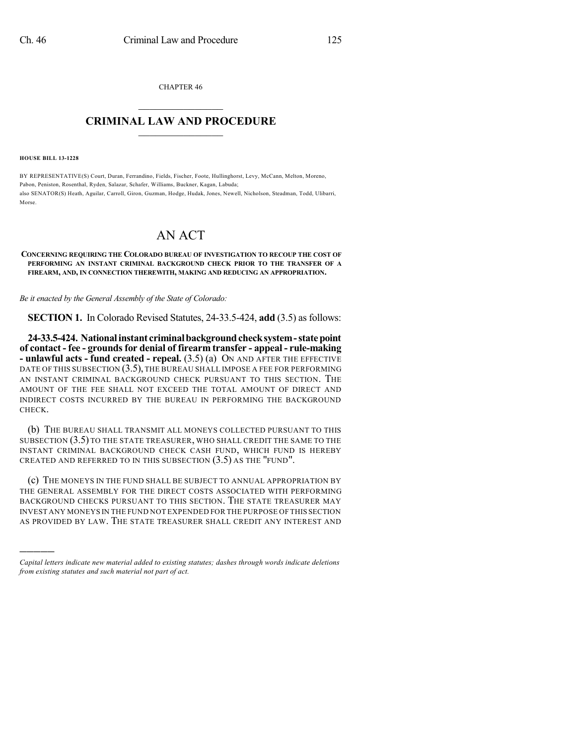CHAPTER 46

# CRIMINAL LAW AND PROCEDURE

**HOUSE BILL 13-1228**

BY REPRESENTATIVE(S) Court, Duran, Ferrandino, Fields, Fischer, Foote, Hullinghorst, Levy, McCann, Melton, Moreno, Pabon, Peniston, Rosenthal, Ryden, Salazar, Schafer, Williams, Buckner, Kagan, Labuda;
also SENATOR(S) Heath, Aguilar, Carroll, Giron, Guzman, Hodge, Hudak, Jones, Newell, Nicholson, Steadman, Todd, Ulibarri, Morse.

# AN ACT

**CONCERNING REQUIRING THE COLORADO BUREAU OF INVESTIGATION TO RECOUP THE COST OF PERFORMING AN INSTANT CRIMINAL BACKGROUND CHECK PRIOR TO THE TRANSFER OF A FIREARM, AND, IN CONNECTION THEREWITH, MAKING AND REDUCING AN APPROPRIATION.**

*Be it enacted by the General Assembly of the State of Colorado:*

**SECTION 1.** In Colorado Revised Statutes, 24-33.5-424, **add** (3.5) as follows:

**24-33.5-424. National instant criminal background check system - state point of contact - fee - grounds for denial of firearm transfer - appeal - rule-making - unlawful acts - fund created - repeal.** (3.5) (a) ON AND AFTER THE EFFECTIVE DATE OF THIS SUBSECTION (3.5), THE BUREAU SHALL IMPOSE A FEE FOR PERFORMING AN INSTANT CRIMINAL BACKGROUND CHECK PURSUANT TO THIS SECTION. THE AMOUNT OF THE FEE SHALL NOT EXCEED THE TOTAL AMOUNT OF DIRECT AND INDIRECT COSTS INCURRED BY THE BUREAU IN PERFORMING THE BACKGROUND CHECK.

(b) THE BUREAU SHALL TRANSMIT ALL MONEYS COLLECTED PURSUANT TO THIS SUBSECTION (3.5) TO THE STATE TREASURER, WHO SHALL CREDIT THE SAME TO THE INSTANT CRIMINAL BACKGROUND CHECK CASH FUND, WHICH FUND IS HEREBY CREATED AND REFERRED TO IN THIS SUBSECTION (3.5) AS THE "FUND".

(c) THE MONEYS IN THE FUND SHALL BE SUBJECT TO ANNUAL APPROPRIATION BY THE GENERAL ASSEMBLY FOR THE DIRECT COSTS ASSOCIATED WITH PERFORMING BACKGROUND CHECKS PURSUANT TO THIS SECTION. THE STATE TREASURER MAY INVEST ANY MONEYS IN THE FUND NOT EXPENDED FOR THE PURPOSE OF THIS SECTION AS PROVIDED BY LAW. THE STATE TREASURER SHALL CREDIT ANY INTEREST AND

---

*Capital letters indicate new material added to existing statutes; dashes through words indicate deletions from existing statutes and such material not part of act.*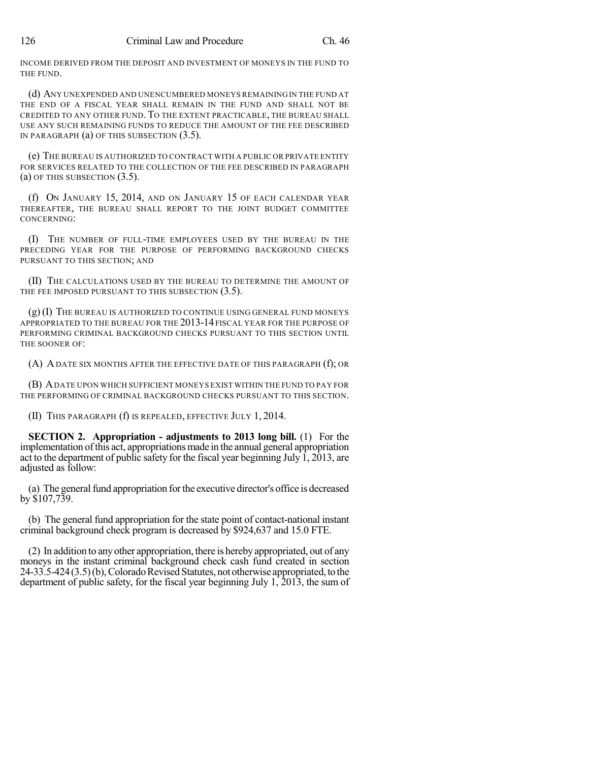INCOME DERIVED FROM THE DEPOSIT AND INVESTMENT OF MONEYS IN THE FUND TO THE FUND.

(d) ANY UNEXPENDED AND UNENCUMBERED MONEYS REMAINING IN THE FUND AT THE END OF A FISCAL YEAR SHALL REMAIN IN THE FUND AND SHALL NOT BE CREDITED TO ANY OTHER FUND. TO THE EXTENT PRACTICABLE, THE BUREAU SHALL USE ANY SUCH REMAINING FUNDS TO REDUCE THE AMOUNT OF THE FEE DESCRIBED IN PARAGRAPH (a) OF THIS SUBSECTION (3.5).

(e) THE BUREAU IS AUTHORIZED TO CONTRACT WITH A PUBLIC OR PRIVATE ENTITY FOR SERVICES RELATED TO THE COLLECTION OF THE FEE DESCRIBED IN PARAGRAPH (a) OF THIS SUBSECTION (3.5).

(f) ON JANUARY 15, 2014, AND ON JANUARY 15 OF EACH CALENDAR YEAR THEREAFTER, THE BUREAU SHALL REPORT TO THE JOINT BUDGET COMMITTEE CONCERNING:

(I) THE NUMBER OF FULL-TIME EMPLOYEES USED BY THE BUREAU IN THE PRECEDING YEAR FOR THE PURPOSE OF PERFORMING BACKGROUND CHECKS PURSUANT TO THIS SECTION; AND

(II) THE CALCULATIONS USED BY THE BUREAU TO DETERMINE THE AMOUNT OF THE FEE IMPOSED PURSUANT TO THIS SUBSECTION (3.5).

(g) (I) THE BUREAU IS AUTHORIZED TO CONTINUE USING GENERAL FUND MONEYS APPROPRIATED TO THE BUREAU FOR THE 2013-14 FISCAL YEAR FOR THE PURPOSE OF PERFORMING CRIMINAL BACKGROUND CHECKS PURSUANT TO THIS SECTION UNTIL THE SOONER OF:

(A) A DATE SIX MONTHS AFTER THE EFFECTIVE DATE OF THIS PARAGRAPH (f); OR

(B) A DATE UPON WHICH SUFFICIENT MONEYS EXIST WITHIN THE FUND TO PAY FOR THE PERFORMING OF CRIMINAL BACKGROUND CHECKS PURSUANT TO THIS SECTION.

(II) THIS PARAGRAPH (f) IS REPEALED, EFFECTIVE JULY 1, 2014.

**SECTION 2. Appropriation - adjustments to 2013 long bill.** (1) For the implementation of this act, appropriations made in the annual general appropriation act to the department of public safety for the fiscal year beginning July 1, 2013, are adjusted as follow:

(a) The general fund appropriation for the executive director's office is decreased by $107,739.

(b) The general fund appropriation for the state point of contact-national instant criminal background check program is decreased by $924,637 and 15.0 FTE.

(2) In addition to any other appropriation, there is hereby appropriated, out of any moneys in the instant criminal background check cash fund created in section 24-33.5-424 (3.5) (b), Colorado Revised Statutes, not otherwise appropriated, to the department of public safety, for the fiscal year beginning July 1, 2013, the sum of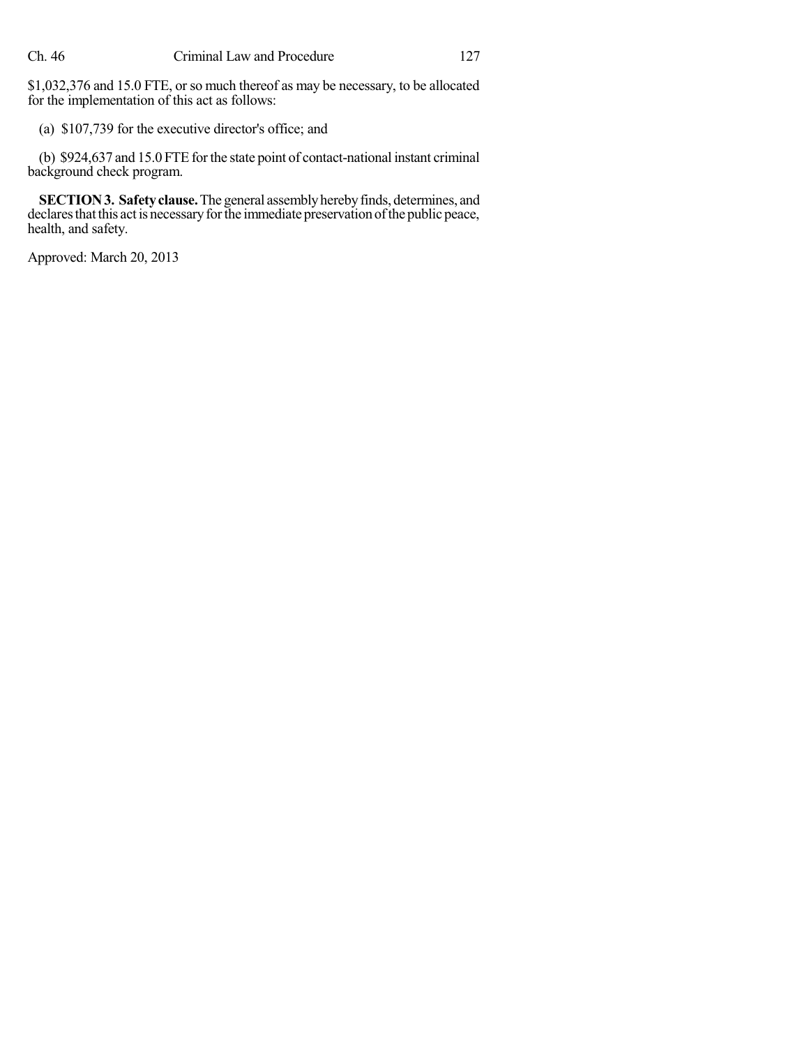$1,032,376 and 15.0 FTE, or so much thereof as may be necessary, to be allocated for the implementation of this act as follows:

(a) $107,739 for the executive director's office; and

(b) $924,637 and 15.0 FTE for the state point of contact-national instant criminal background check program.

**SECTION 3. Safety clause.** The general assembly hereby finds, determines, and declares that this act is necessary for the immediate preservation of the public peace, health, and safety.

Approved: March 20, 2013